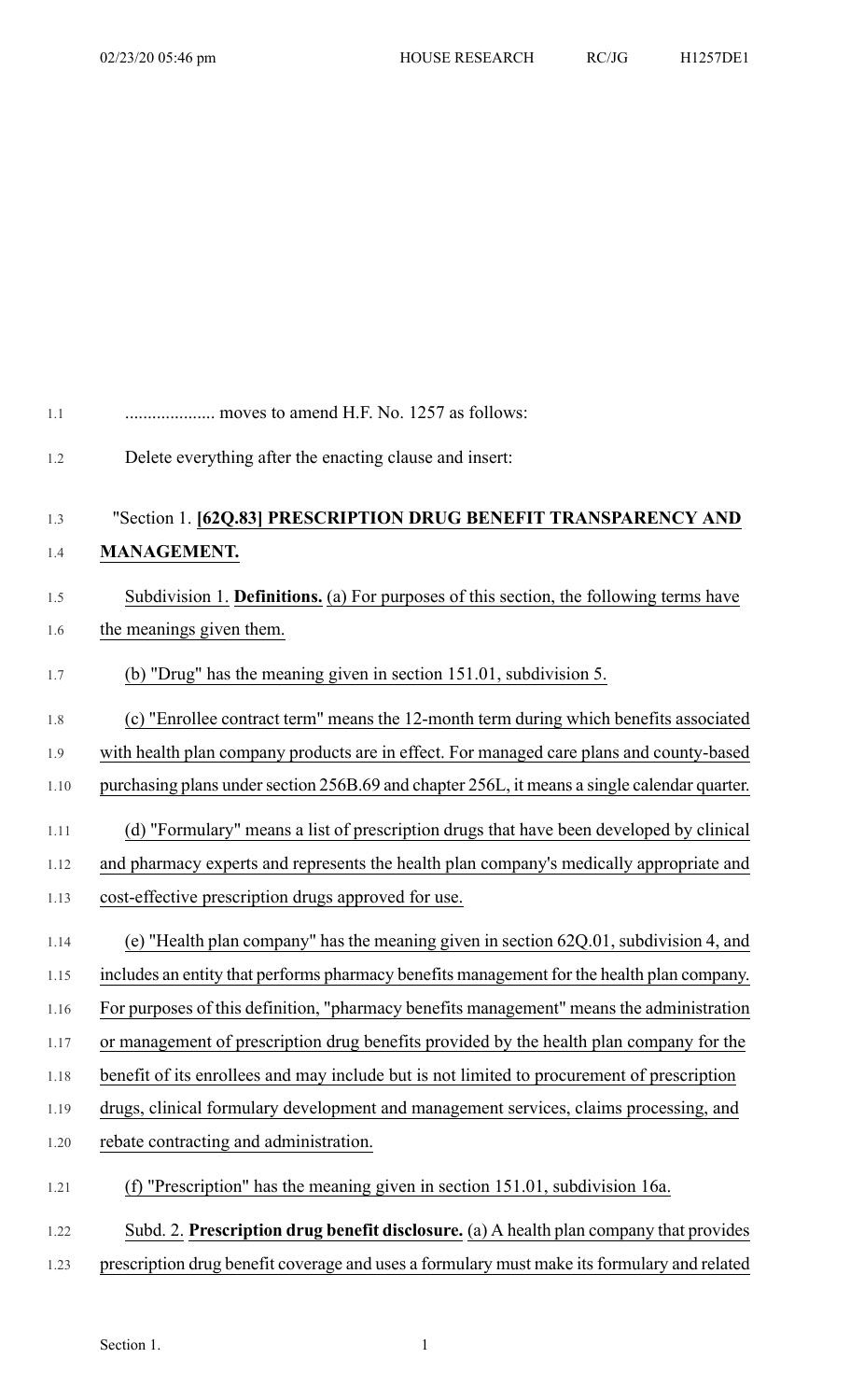.................... moves to amend H.F. No. 1257 as follows:

Delete everything after the enacting clause and insert:

"Section 1. **[62Q.83] PRESCRIPTION DRUG BENEFIT TRANSPARENCY AND MANAGEMENT.**

Subdivision 1. **Definitions.** (a) For purposes of this section, the following terms have the meanings given them.

(b) "Drug" has the meaning given in section 151.01, subdivision 5.

(c) "Enrollee contract term" means the 12-month term during which benefits associated with health plan company products are in effect. For managed care plans and county-based purchasing plans under section 256B.69 and chapter 256L, it means a single calendar quarter.

(d) "Formulary" means a list of prescription drugs that have been developed by clinical and pharmacy experts and represents the health plan company's medically appropriate and cost-effective prescription drugs approved for use.

(e) "Health plan company" has the meaning given in section 62Q.01, subdivision 4, and includes an entity that performs pharmacy benefits management for the health plan company. For purposes of this definition, "pharmacy benefits management" means the administration or management of prescription drug benefits provided by the health plan company for the benefit of its enrollees and may include but is not limited to procurement of prescription drugs, clinical formulary development and management services, claims processing, and rebate contracting and administration.

(f) "Prescription" has the meaning given in section 151.01, subdivision 16a.

Subd. 2. **Prescription drug benefit disclosure.** (a) A health plan company that provides prescription drug benefit coverage and uses a formulary must make its formulary and related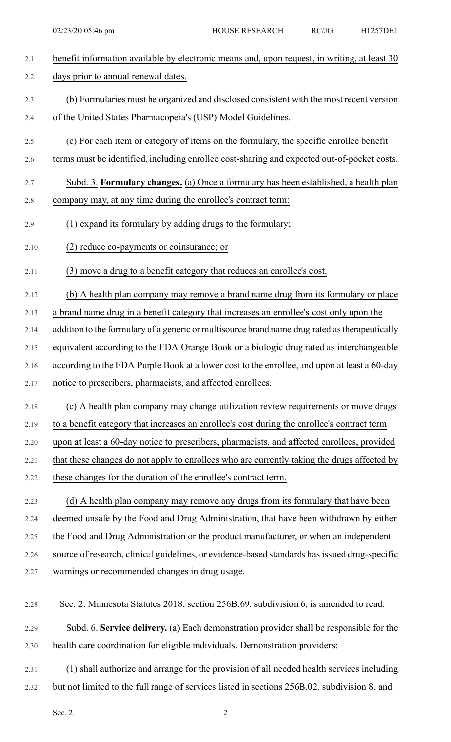benefit information available by electronic means and, upon request, in writing, at least 30 days prior to annual renewal dates.

(b) Formularies must be organized and disclosed consistent with the most recent version of the United States Pharmacopeia's (USP) Model Guidelines.

(c) For each item or category of items on the formulary, the specific enrollee benefit terms must be identified, including enrollee cost-sharing and expected out-of-pocket costs.

Subd. 3. **Formulary changes.** (a) Once a formulary has been established, a health plan company may, at any time during the enrollee's contract term:

(1) expand its formulary by adding drugs to the formulary;

(2) reduce co-payments or coinsurance; or

(3) move a drug to a benefit category that reduces an enrollee's cost.

(b) A health plan company may remove a brand name drug from its formulary or place a brand name drug in a benefit category that increases an enrollee's cost only upon the addition to the formulary of a generic or multisource brand name drug rated as therapeutically equivalent according to the FDA Orange Book or a biologic drug rated as interchangeable according to the FDA Purple Book at a lower cost to the enrollee, and upon at least a 60-day notice to prescribers, pharmacists, and affected enrollees.

(c) A health plan company may change utilization review requirements or move drugs to a benefit category that increases an enrollee's cost during the enrollee's contract term upon at least a 60-day notice to prescribers, pharmacists, and affected enrollees, provided that these changes do not apply to enrollees who are currently taking the drugs affected by these changes for the duration of the enrollee's contract term.

(d) A health plan company may remove any drugs from its formulary that have been deemed unsafe by the Food and Drug Administration, that have been withdrawn by either the Food and Drug Administration or the product manufacturer, or when an independent source of research, clinical guidelines, or evidence-based standards has issued drug-specific warnings or recommended changes in drug usage.

Sec. 2. Minnesota Statutes 2018, section 256B.69, subdivision 6, is amended to read:

Subd. 6. **Service delivery.** (a) Each demonstration provider shall be responsible for the health care coordination for eligible individuals. Demonstration providers:

(1) shall authorize and arrange for the provision of all needed health services including but not limited to the full range of services listed in sections 256B.02, subdivision 8, and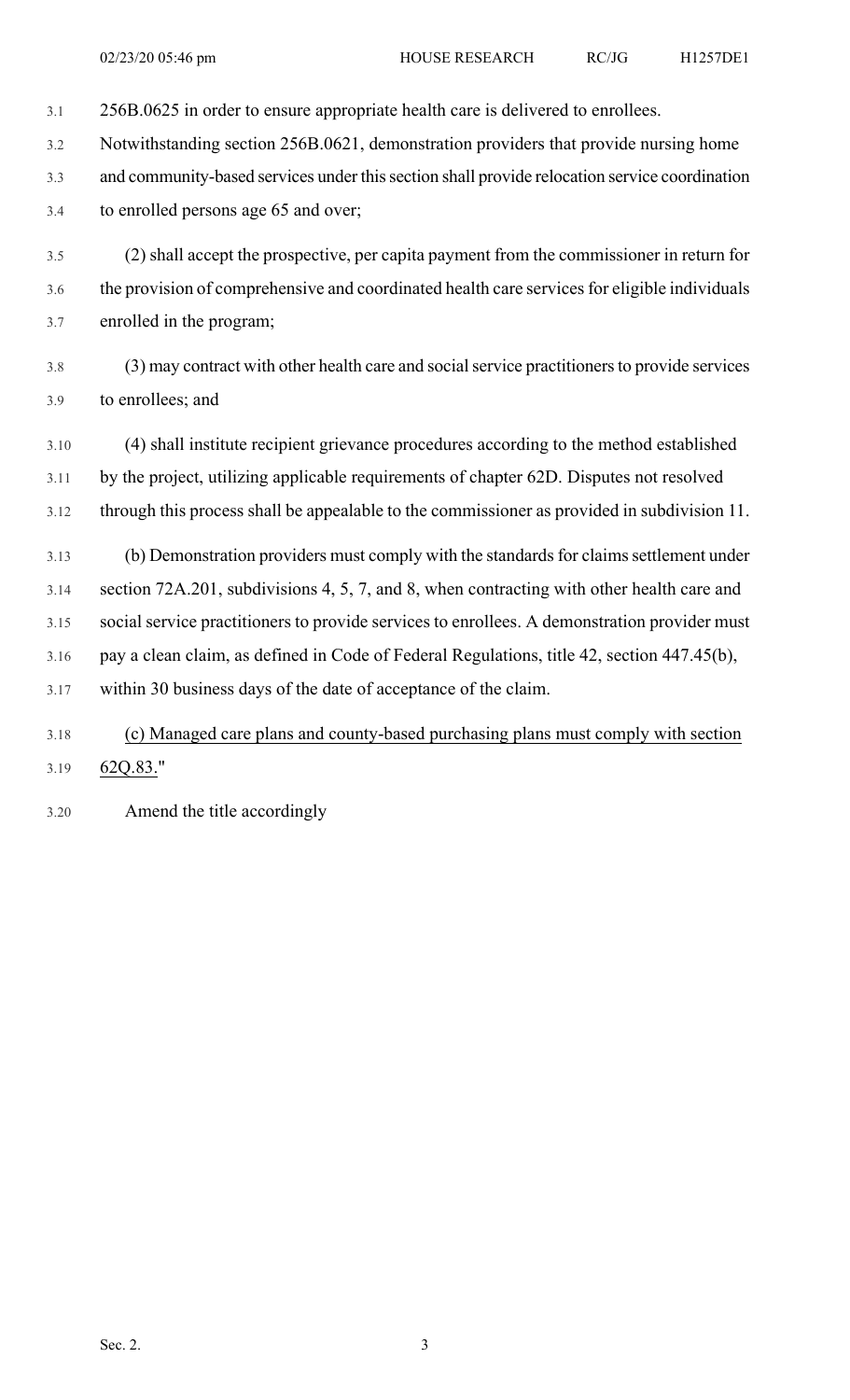256B.0625 in order to ensure appropriate health care is delivered to enrollees. Notwithstanding section 256B.0621, demonstration providers that provide nursing home and community-based services under this section shall provide relocation service coordination to enrolled persons age 65 and over;

(2) shall accept the prospective, per capita payment from the commissioner in return for the provision of comprehensive and coordinated health care services for eligible individuals enrolled in the program;

(3) may contract with other health care and social service practitioners to provide services to enrollees; and

(4) shall institute recipient grievance procedures according to the method established by the project, utilizing applicable requirements of chapter 62D. Disputes not resolved through this process shall be appealable to the commissioner as provided in subdivision 11.

(b) Demonstration providers must comply with the standards for claims settlement under section 72A.201, subdivisions 4, 5, 7, and 8, when contracting with other health care and social service practitioners to provide services to enrollees. A demonstration provider must pay a clean claim, as defined in Code of Federal Regulations, title 42, section 447.45(b), within 30 business days of the date of acceptance of the claim.

(c) Managed care plans and county-based purchasing plans must comply with section 62Q.83."

Amend the title accordingly